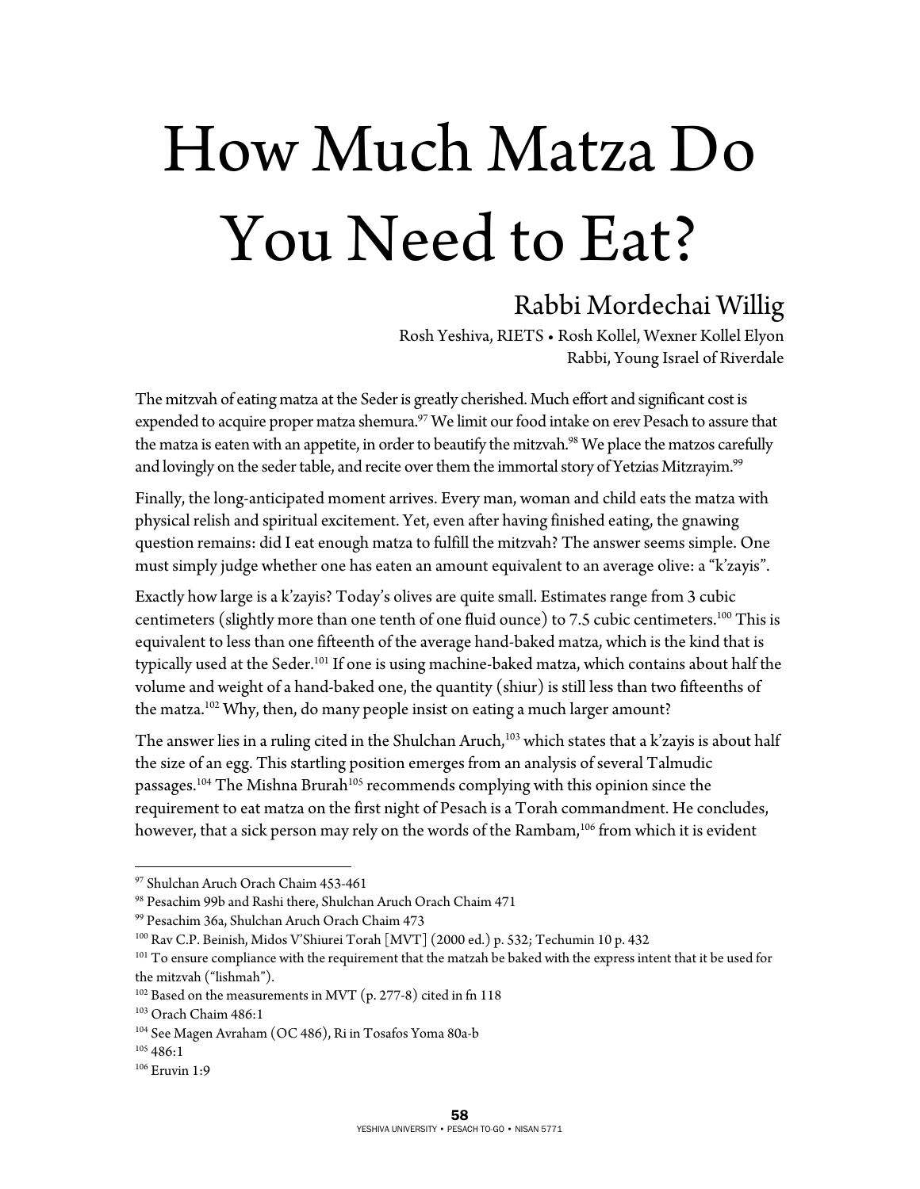# How Much Matza Do You Need to Eat?

## Rabbi Mordechai Willig

Rosh Yeshiva, RIETS • Rosh Kollel, Wexner Kollel Elyon
Rabbi, Young Israel of Riverdale

The mitzvah of eating matza at the Seder is greatly cherished. Much effort and significant cost is expended to acquire proper matza shemura.[97] We limit our food intake on erev Pesach to assure that the matza is eaten with an appetite, in order to beautify the mitzvah.[98] We place the matzos carefully and lovingly on the seder table, and recite over them the immortal story of Yetzias Mitzrayim.[99]

Finally, the long-anticipated moment arrives. Every man, woman and child eats the matza with physical relish and spiritual excitement. Yet, even after having finished eating, the gnawing question remains: did I eat enough matza to fulfill the mitzvah? The answer seems simple. One must simply judge whether one has eaten an amount equivalent to an average olive: a "k'zayis".

Exactly how large is a k'zayis? Today's olives are quite small. Estimates range from 3 cubic centimeters (slightly more than one tenth of one fluid ounce) to 7.5 cubic centimeters.[100] This is equivalent to less than one fifteenth of the average hand-baked matza, which is the kind that is typically used at the Seder.[101] If one is using machine-baked matza, which contains about half the volume and weight of a hand-baked one, the quantity (shiur) is still less than two fifteenths of the matza.[102] Why, then, do many people insist on eating a much larger amount?

The answer lies in a ruling cited in the Shulchan Aruch,[103] which states that a k'zayis is about half the size of an egg. This startling position emerges from an analysis of several Talmudic passages.[104] The Mishna Brurah[105] recommends complying with this opinion since the requirement to eat matza on the first night of Pesach is a Torah commandment. He concludes, however, that a sick person may rely on the words of the Rambam,[106] from which it is evident

---

[97] Shulchan Aruch Orach Chaim 453-461

[98] Pesachim 99b and Rashi there, Shulchan Aruch Orach Chaim 471

[99] Pesachim 36a, Shulchan Aruch Orach Chaim 473

[100] Rav C.P. Beinish, Midos V'Shiurei Torah [MVT] (2000 ed.) p. 532; Techumin 10 p. 432

[101] To ensure compliance with the requirement that the matzah be baked with the express intent that it be used for the mitzvah ("lishmah").

[102] Based on the measurements in MVT (p. 277-8) cited in fn 118

[103] Orach Chaim 486:1

[104] See Magen Avraham (OC 486), Ri in Tosafos Yoma 80a-b

[105] 486:1

[106] Eruvin 1:9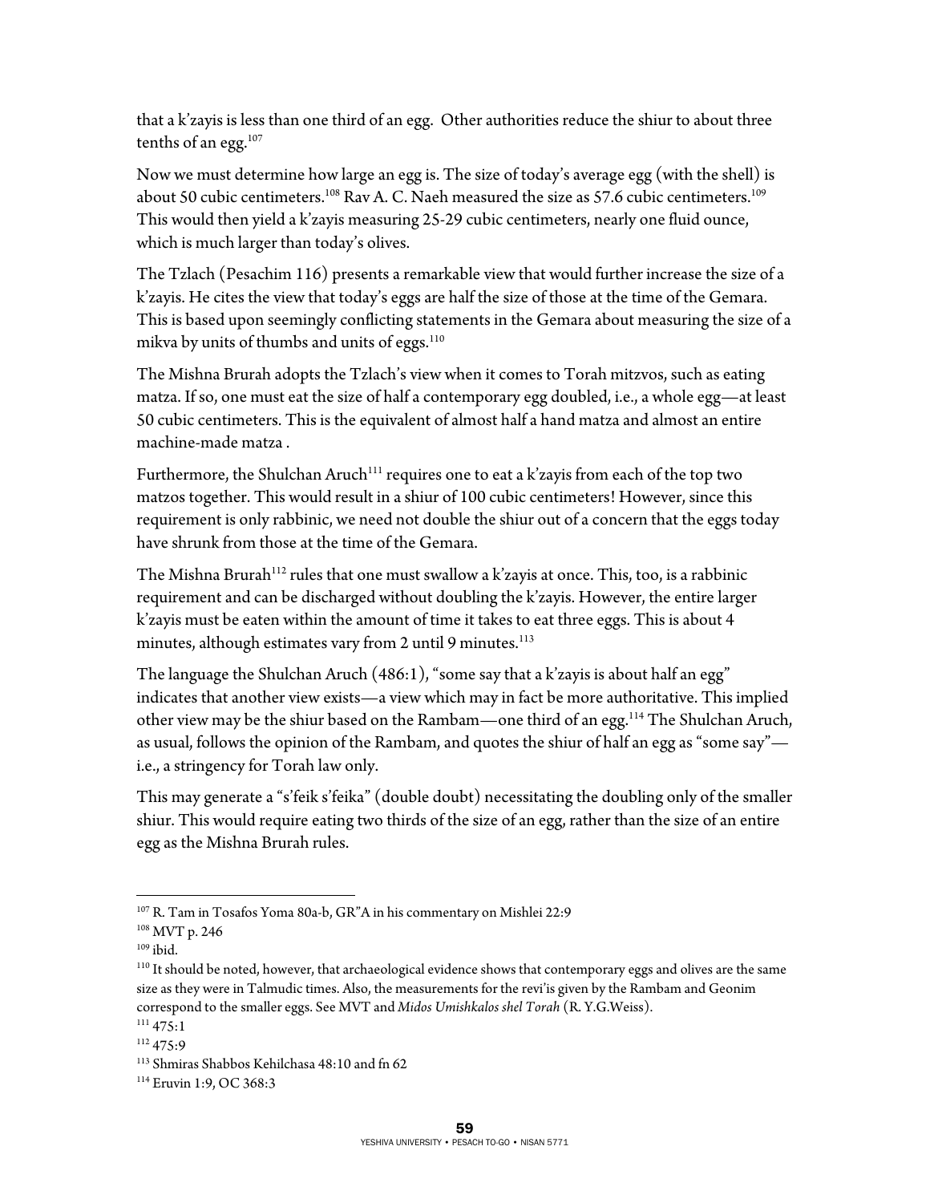that a k'zayis is less than one third of an egg. Other authorities reduce the shiur to about three tenths of an egg.[107]

Now we must determine how large an egg is. The size of today's average egg (with the shell) is about 50 cubic centimeters.[108] Rav A. C. Naeh measured the size as 57.6 cubic centimeters.[109] This would then yield a k'zayis measuring 25-29 cubic centimeters, nearly one fluid ounce, which is much larger than today's olives.

The Tzlach (Pesachim 116) presents a remarkable view that would further increase the size of a k'zayis. He cites the view that today's eggs are half the size of those at the time of the Gemara. This is based upon seemingly conflicting statements in the Gemara about measuring the size of a mikva by units of thumbs and units of eggs.[110]

The Mishna Brurah adopts the Tzlach's view when it comes to Torah mitzvos, such as eating matza. If so, one must eat the size of half a contemporary egg doubled, i.e., a whole egg—at least 50 cubic centimeters. This is the equivalent of almost half a hand matza and almost an entire machine-made matza .

Furthermore, the Shulchan Aruch[111] requires one to eat a k'zayis from each of the top two matzos together. This would result in a shiur of 100 cubic centimeters! However, since this requirement is only rabbinic, we need not double the shiur out of a concern that the eggs today have shrunk from those at the time of the Gemara.

The Mishna Brurah[112] rules that one must swallow a k'zayis at once. This, too, is a rabbinic requirement and can be discharged without doubling the k'zayis. However, the entire larger k'zayis must be eaten within the amount of time it takes to eat three eggs. This is about 4 minutes, although estimates vary from 2 until 9 minutes.[113]

The language the Shulchan Aruch (486:1), "some say that a k'zayis is about half an egg" indicates that another view exists—a view which may in fact be more authoritative. This implied other view may be the shiur based on the Rambam—one third of an egg.[114] The Shulchan Aruch, as usual, follows the opinion of the Rambam, and quotes the shiur of half an egg as "some say"—i.e., a stringency for Torah law only.

This may generate a "s'feik s'feika" (double doubt) necessitating the doubling only of the smaller shiur. This would require eating two thirds of the size of an egg, rather than the size of an entire egg as the Mishna Brurah rules.

---

[107] R. Tam in Tosafos Yoma 80a-b, GR"A in his commentary on Mishlei 22:9

[108] MVT p. 246

[109] ibid.

[110] It should be noted, however, that archaeological evidence shows that contemporary eggs and olives are the same size as they were in Talmudic times. Also, the measurements for the revi'is given by the Rambam and Geonim correspond to the smaller eggs. See MVT and *Midos Umishkalos shel Torah* (R. Y.G.Weiss).

[111] 475:1

[112] 475:9

[113] Shmiras Shabbos Kehilchasa 48:10 and fn 62

[114] Eruvin 1:9, OC 368:3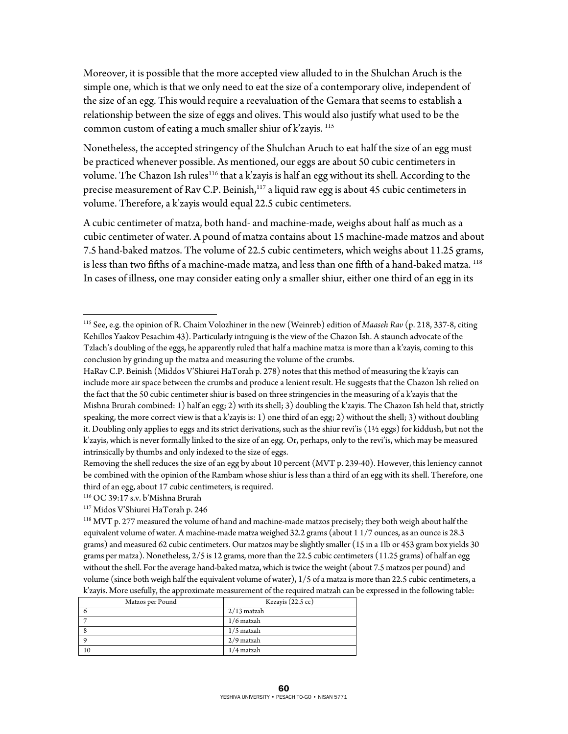Moreover, it is possible that the more accepted view alluded to in the Shulchan Aruch is the simple one, which is that we only need to eat the size of a contemporary olive, independent of the size of an egg. This would require a reevaluation of the Gemara that seems to establish a relationship between the size of eggs and olives. This would also justify what used to be the common custom of eating a much smaller shiur of k'zayis. [115]

Nonetheless, the accepted stringency of the Shulchan Aruch to eat half the size of an egg must be practiced whenever possible. As mentioned, our eggs are about 50 cubic centimeters in volume. The Chazon Ish rules[116] that a k'zayis is half an egg without its shell. According to the precise measurement of Rav C.P. Beinish,[117] a liquid raw egg is about 45 cubic centimeters in volume. Therefore, a k'zayis would equal 22.5 cubic centimeters.

A cubic centimeter of matza, both hand- and machine-made, weighs about half as much as a cubic centimeter of water. A pound of matza contains about 15 machine-made matzos and about 7.5 hand-baked matzos. The volume of 22.5 cubic centimeters, which weighs about 11.25 grams, is less than two fifths of a machine-made matza, and less than one fifth of a hand-baked matza. [118] In cases of illness, one may consider eating only a smaller shiur, either one third of an egg in its

---

[115] See, e.g. the opinion of R. Chaim Volozhiner in the new (Weinreb) edition of *Maaseh Rav* (p. 218, 337-8, citing Kehillos Yaakov Pesachim 43). Particularly intriguing is the view of the Chazon Ish. A staunch advocate of the Tzlach's doubling of the eggs, he apparently ruled that half a machine matza is more than a k'zayis, coming to this conclusion by grinding up the matza and measuring the volume of the crumbs.

HaRav C.P. Beinish (Middos V'Shiurei HaTorah p. 278) notes that this method of measuring the k'zayis can include more air space between the crumbs and produce a lenient result. He suggests that the Chazon Ish relied on the fact that the 50 cubic centimeter shiur is based on three stringencies in the measuring of a k'zayis that the Mishna Brurah combined: 1) half an egg; 2) with its shell; 3) doubling the k'zayis. The Chazon Ish held that, strictly speaking, the more correct view is that a k'zayis is: 1) one third of an egg; 2) without the shell; 3) without doubling it. Doubling only applies to eggs and its strict derivations, such as the shiur revi'is (1½ eggs) for kiddush, but not the k'zayis, which is never formally linked to the size of an egg. Or, perhaps, only to the revi'is, which may be measured intrinsically by thumbs and only indexed to the size of eggs.

Removing the shell reduces the size of an egg by about 10 percent (MVT p. 239-40). However, this leniency cannot be combined with the opinion of the Rambam whose shiur is less than a third of an egg with its shell. Therefore, one third of an egg, about 17 cubic centimeters, is required.

[116] OC 39:17 s.v. b'Mishna Brurah

[117] Midos V'Shiurei HaTorah p. 246

[118] MVT p. 277 measured the volume of hand and machine-made matzos precisely; they both weigh about half the equivalent volume of water. A machine-made matza weighed 32.2 grams (about 1 1/7 ounces, as an ounce is 28.3 grams) and measured 62 cubic centimeters. Our matzos may be slightly smaller (15 in a 1lb or 453 gram box yields 30 grams per matza). Nonetheless, 2/5 is 12 grams, more than the 22.5 cubic centimeters (11.25 grams) of half an egg without the shell. For the average hand-baked matza, which is twice the weight (about 7.5 matzos per pound) and volume (since both weigh half the equivalent volume of water), 1/5 of a matza is more than 22.5 cubic centimeters, a k'zayis. More usefully, the approximate measurement of the required matzah can be expressed in the following table:

| Matzos per Pound | Kezayis (22.5 cc) |
|---|---|
| 6 | 2/13 matzah |
| 7 | 1/6 matzah |
| 8 | 1/5 matzah |
| 9 | 2/9 matzah |
| 10 | 1/4 matzah |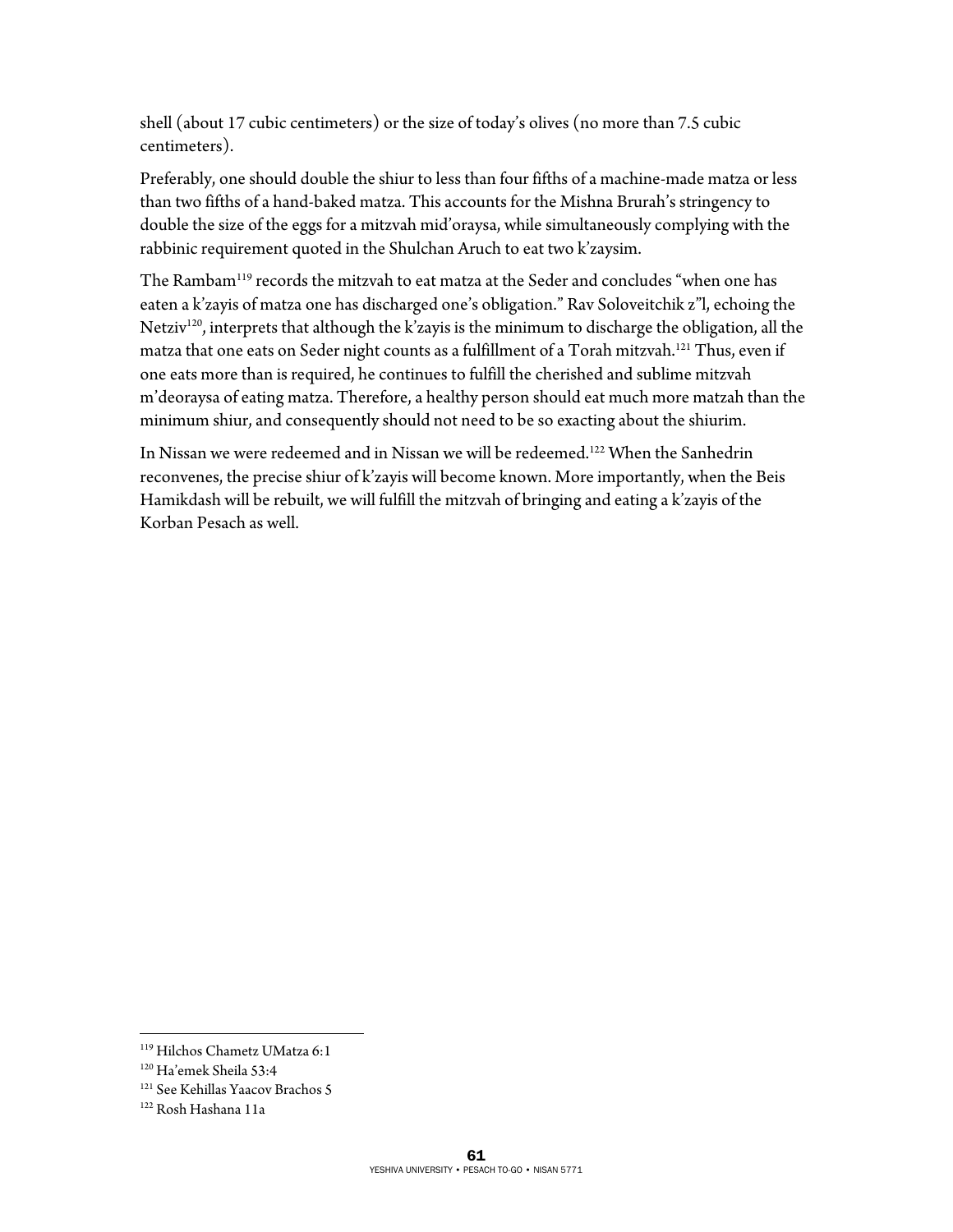shell (about 17 cubic centimeters) or the size of today's olives (no more than 7.5 cubic centimeters).

Preferably, one should double the shiur to less than four fifths of a machine-made matza or less than two fifths of a hand-baked matza. This accounts for the Mishna Brurah's stringency to double the size of the eggs for a mitzvah mid'oraysa, while simultaneously complying with the rabbinic requirement quoted in the Shulchan Aruch to eat two k'zaysim.

The Rambam[119] records the mitzvah to eat matza at the Seder and concludes "when one has eaten a k'zayis of matza one has discharged one's obligation." Rav Soloveitchik z"l, echoing the Netziv[120], interprets that although the k'zayis is the minimum to discharge the obligation, all the matza that one eats on Seder night counts as a fulfillment of a Torah mitzvah.[121] Thus, even if one eats more than is required, he continues to fulfill the cherished and sublime mitzvah m'deoraysa of eating matza. Therefore, a healthy person should eat much more matzah than the minimum shiur, and consequently should not need to be so exacting about the shiurim.

In Nissan we were redeemed and in Nissan we will be redeemed.[122] When the Sanhedrin reconvenes, the precise shiur of k'zayis will become known. More importantly, when the Beis Hamikdash will be rebuilt, we will fulfill the mitzvah of bringing and eating a k'zayis of the Korban Pesach as well.

---

[119] Hilchos Chametz UMatza 6:1

[120] Ha'emek Sheila 53:4

[121] See Kehillas Yaacov Brachos 5

[122] Rosh Hashana 11a